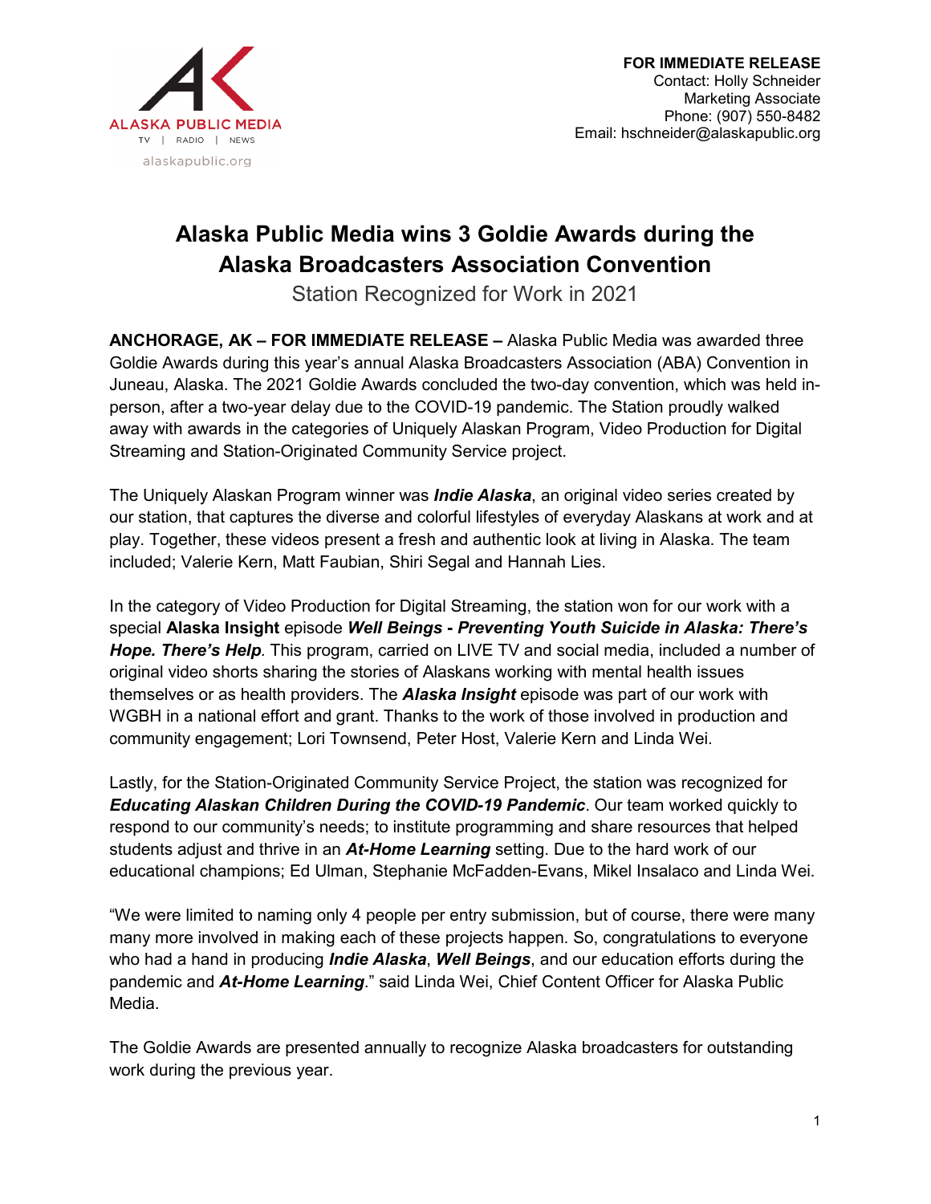ALASKA PUBLIC MEDIA
TV | RADIO | NEWS
alaskapublic.org

**FOR IMMEDIATE RELEASE**
Contact: Holly Schneider
Marketing Associate
Phone: (907) 550-8482
Email: hschneider@alaskapublic.org

# Alaska Public Media wins 3 Goldie Awards during the Alaska Broadcasters Association Convention

Station Recognized for Work in 2021

**ANCHORAGE, AK – FOR IMMEDIATE RELEASE –** Alaska Public Media was awarded three Goldie Awards during this year's annual Alaska Broadcasters Association (ABA) Convention in Juneau, Alaska. The 2021 Goldie Awards concluded the two-day convention, which was held in-person, after a two-year delay due to the COVID-19 pandemic. The Station proudly walked away with awards in the categories of Uniquely Alaskan Program, Video Production for Digital Streaming and Station-Originated Community Service project.

The Uniquely Alaskan Program winner was ***Indie Alaska***, an original video series created by our station, that captures the diverse and colorful lifestyles of everyday Alaskans at work and at play. Together, these videos present a fresh and authentic look at living in Alaska. The team included; Valerie Kern, Matt Faubian, Shiri Segal and Hannah Lies.

In the category of Video Production for Digital Streaming, the station won for our work with a special **Alaska Insight** episode ***Well Beings - Preventing Youth Suicide in Alaska: There's Hope. There's Help****.* This program, carried on LIVE TV and social media, included a number of original video shorts sharing the stories of Alaskans working with mental health issues themselves or as health providers. The ***Alaska Insight*** episode was part of our work with WGBH in a national effort and grant. Thanks to the work of those involved in production and community engagement; Lori Townsend, Peter Host, Valerie Kern and Linda Wei.

Lastly, for the Station-Originated Community Service Project, the station was recognized for ***Educating Alaskan Children During the COVID-19 Pandemic***. Our team worked quickly to respond to our community's needs; to institute programming and share resources that helped students adjust and thrive in an ***At-Home Learning*** setting. Due to the hard work of our educational champions; Ed Ulman, Stephanie McFadden-Evans, Mikel Insalaco and Linda Wei.

"We were limited to naming only 4 people per entry submission, but of course, there were many many more involved in making each of these projects happen. So, congratulations to everyone who had a hand in producing ***Indie Alaska***, ***Well Beings***, and our education efforts during the pandemic and ***At-Home Learning***." said Linda Wei, Chief Content Officer for Alaska Public Media.

The Goldie Awards are presented annually to recognize Alaska broadcasters for outstanding work during the previous year.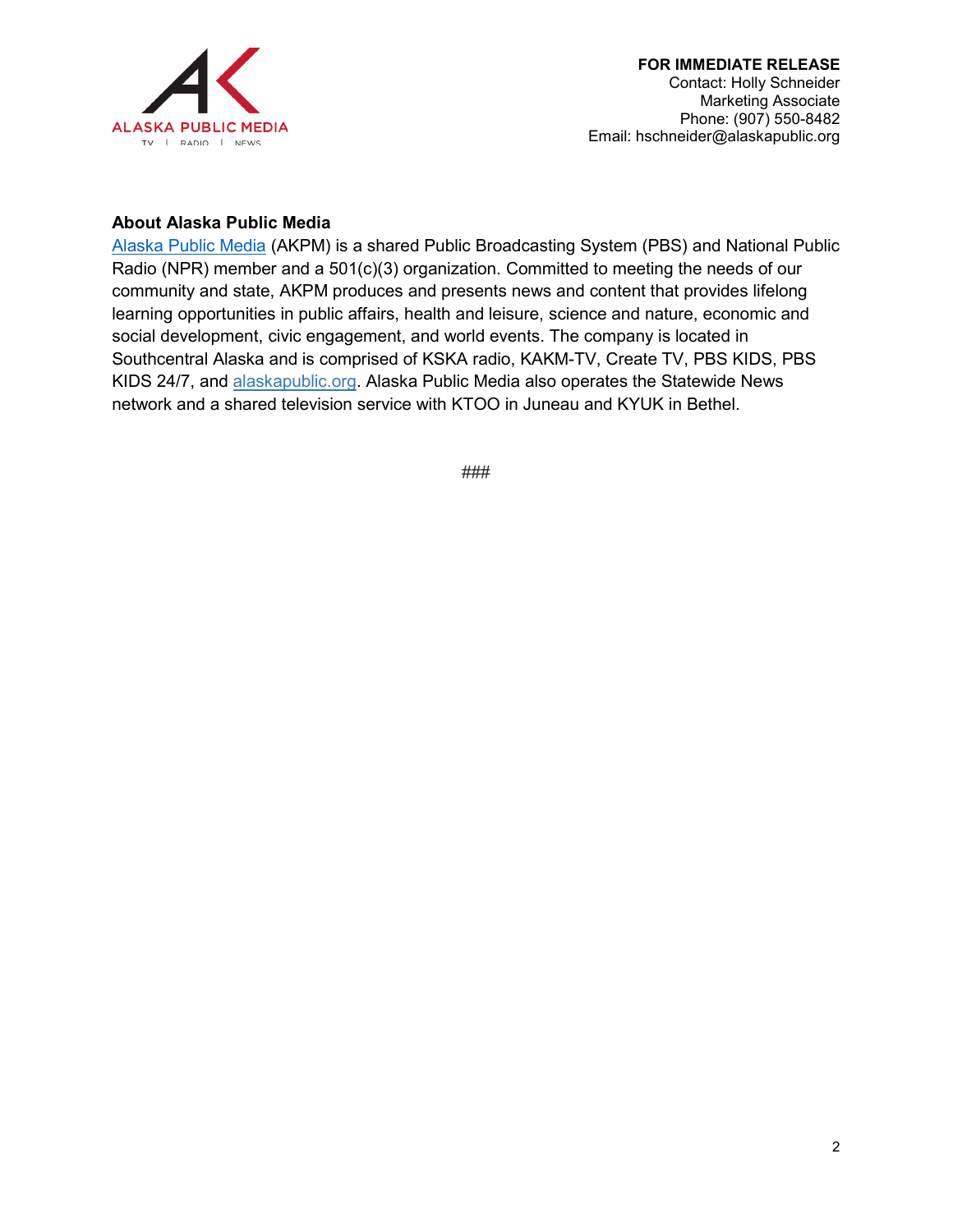**FOR IMMEDIATE RELEASE**
Contact: Holly Schneider
Marketing Associate
Phone: (907) 550-8482
Email: hschneider@alaskapublic.org

**About Alaska Public Media**

Alaska Public Media (AKPM) is a shared Public Broadcasting System (PBS) and National Public Radio (NPR) member and a 501(c)(3) organization. Committed to meeting the needs of our community and state, AKPM produces and presents news and content that provides lifelong learning opportunities in public affairs, health and leisure, science and nature, economic and social development, civic engagement, and world events. The company is located in Southcentral Alaska and is comprised of KSKA radio, KAKM-TV, Create TV, PBS KIDS, PBS KIDS 24/7, and alaskapublic.org. Alaska Public Media also operates the Statewide News network and a shared television service with KTOO in Juneau and KYUK in Bethel.

###